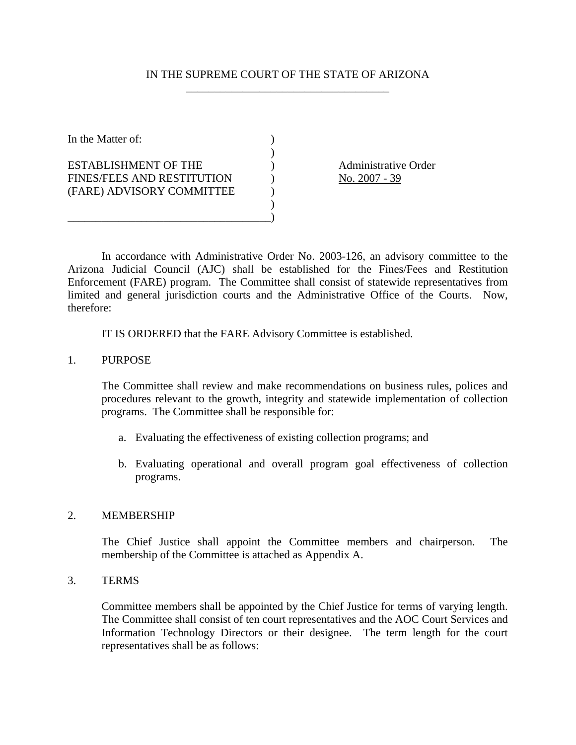# IN THE SUPREME COURT OF THE STATE OF ARIZONA

| | |
|---|---|
| In the Matter of:<br><br>ESTABLISHMENT OF THE FINES/FEES AND RESTITUTION (FARE) ADVISORY COMMITTEE | Administrative Order<br>No. 2007 - 39 |

In accordance with Administrative Order No. 2003-126, an advisory committee to the Arizona Judicial Council (AJC) shall be established for the Fines/Fees and Restitution Enforcement (FARE) program. The Committee shall consist of statewide representatives from limited and general jurisdiction courts and the Administrative Office of the Courts. Now, therefore:

IT IS ORDERED that the FARE Advisory Committee is established.

1. PURPOSE

   The Committee shall review and make recommendations on business rules, polices and procedures relevant to the growth, integrity and statewide implementation of collection programs. The Committee shall be responsible for:

   a. Evaluating the effectiveness of existing collection programs; and

   b. Evaluating operational and overall program goal effectiveness of collection programs.

2. MEMBERSHIP

   The Chief Justice shall appoint the Committee members and chairperson. The membership of the Committee is attached as Appendix A.

3. TERMS

   Committee members shall be appointed by the Chief Justice for terms of varying length. The Committee shall consist of ten court representatives and the AOC Court Services and Information Technology Directors or their designee. The term length for the court representatives shall be as follows: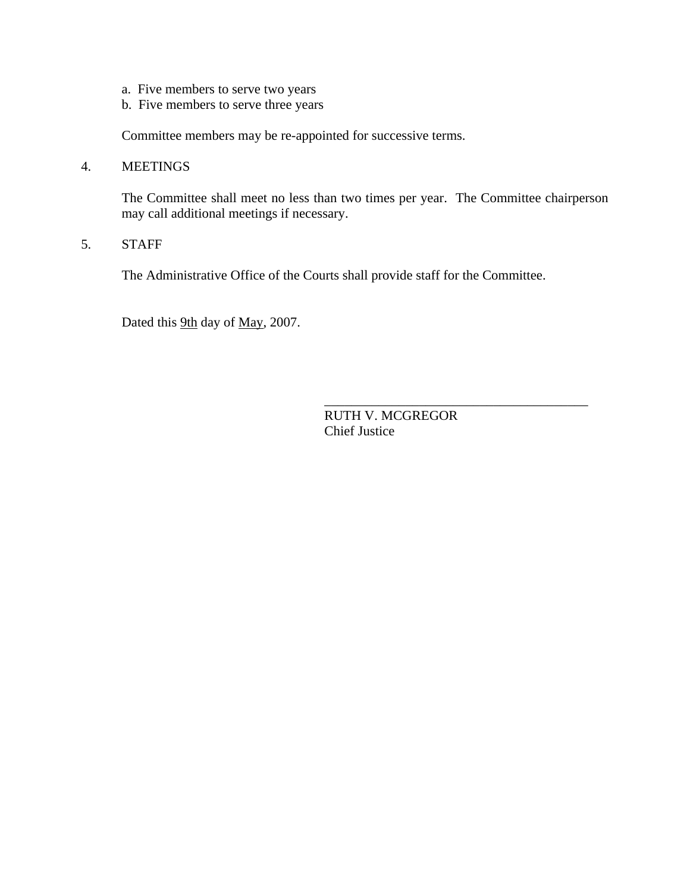a. Five members to serve two years
b. Five members to serve three years

Committee members may be re-appointed for successive terms.

4. MEETINGS

The Committee shall meet no less than two times per year. The Committee chairperson may call additional meetings if necessary.

5. STAFF

The Administrative Office of the Courts shall provide staff for the Committee.

Dated this 9th day of May, 2007.

\_\_\_\_\_\_\_\_\_\_\_\_\_\_\_\_\_\_\_\_\_\_\_\_\_\_\_\_\_\_\_\_\_\_\_\_\_\_\_\_
RUTH V. MCGREGOR
Chief Justice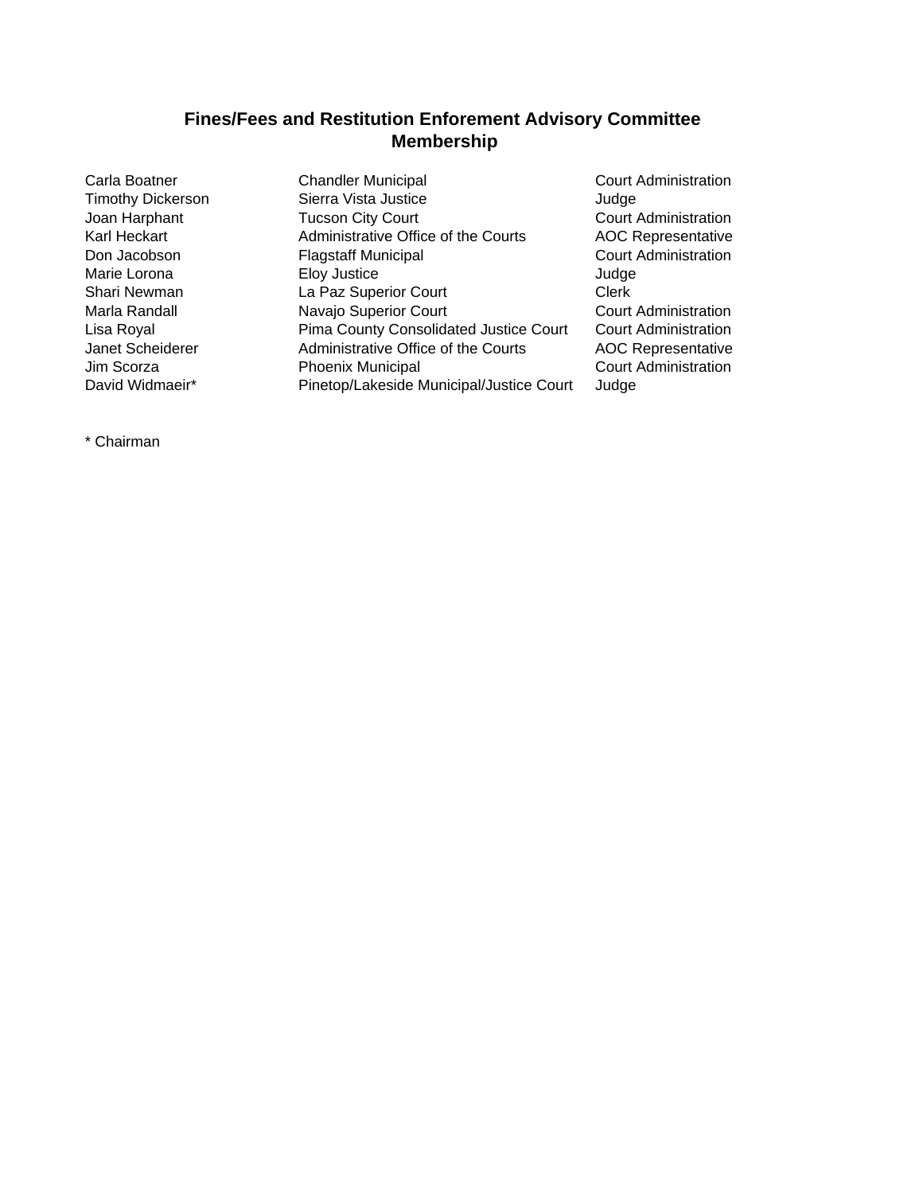## Fines/Fees and Restitution Enforement Advisory Committee Membership

| | | |
|---|---|---|
| Carla Boatner | Chandler Municipal | Court Administration |
| Timothy Dickerson | Sierra Vista Justice | Judge |
| Joan Harphant | Tucson City Court | Court Administration |
| Karl Heckart | Administrative Office of the Courts | AOC Representative |
| Don Jacobson | Flagstaff Municipal | Court Administration |
| Marie Lorona | Eloy Justice | Judge |
| Shari Newman | La Paz Superior Court | Clerk |
| Marla Randall | Navajo Superior Court | Court Administration |
| Lisa Royal | Pima County Consolidated Justice Court | Court Administration |
| Janet Scheiderer | Administrative Office of the Courts | AOC Representative |
| Jim Scorza | Phoenix Municipal | Court Administration |
| David Widmaeir* | Pinetop/Lakeside Municipal/Justice Court | Judge |

* Chairman